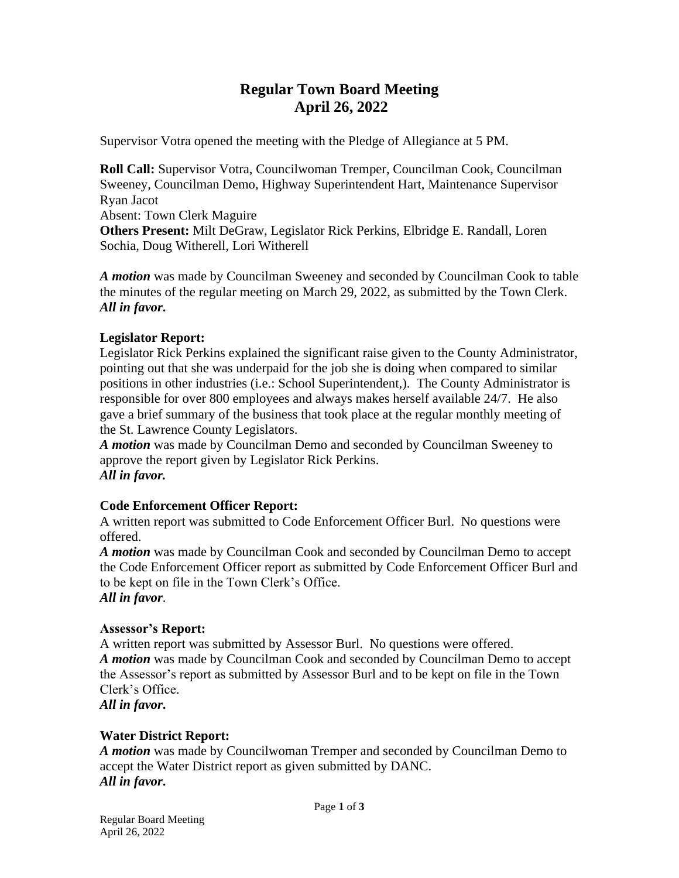# Regular Town Board Meeting
# April 26, 2022

Supervisor Votra opened the meeting with the Pledge of Allegiance at 5 PM.

**Roll Call:** Supervisor Votra, Councilwoman Tremper, Councilman Cook, Councilman Sweeney, Councilman Demo, Highway Superintendent Hart, Maintenance Supervisor Ryan Jacot
Absent: Town Clerk Maguire
**Others Present:** Milt DeGraw, Legislator Rick Perkins, Elbridge E. Randall, Loren Sochia, Doug Witherell, Lori Witherell

***A motion*** was made by Councilman Sweeney and seconded by Councilman Cook to table the minutes of the regular meeting on March 29, 2022, as submitted by the Town Clerk.
***All in favor.***

**Legislator Report:**
Legislator Rick Perkins explained the significant raise given to the County Administrator, pointing out that she was underpaid for the job she is doing when compared to similar positions in other industries (i.e.: School Superintendent,). The County Administrator is responsible for over 800 employees and always makes herself available 24/7. He also gave a brief summary of the business that took place at the regular monthly meeting of the St. Lawrence County Legislators.
***A motion*** was made by Councilman Demo and seconded by Councilman Sweeney to approve the report given by Legislator Rick Perkins.
***All in favor.***

**Code Enforcement Officer Report:**
A written report was submitted to Code Enforcement Officer Burl. No questions were offered.
***A motion*** was made by Councilman Cook and seconded by Councilman Demo to accept the Code Enforcement Officer report as submitted by Code Enforcement Officer Burl and to be kept on file in the Town Clerk's Office.
***All in favor***.

**Assessor's Report:**
A written report was submitted by Assessor Burl. No questions were offered.
***A motion*** was made by Councilman Cook and seconded by Councilman Demo to accept the Assessor's report as submitted by Assessor Burl and to be kept on file in the Town Clerk's Office.
***All in favor.***

**Water District Report:**
***A motion*** was made by Councilwoman Tremper and seconded by Councilman Demo to accept the Water District report as given submitted by DANC.
***All in favor.***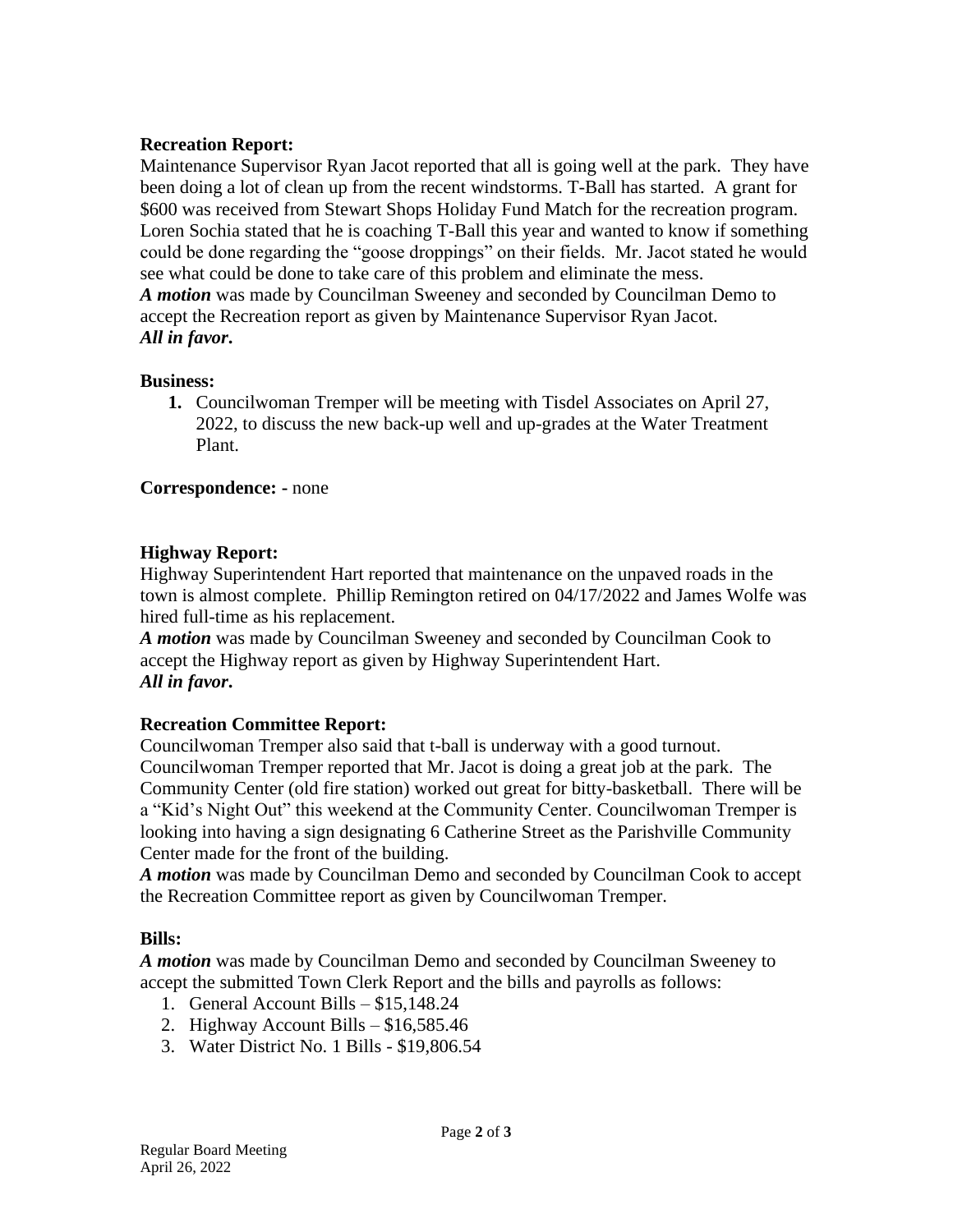**Recreation Report:**
Maintenance Supervisor Ryan Jacot reported that all is going well at the park. They have been doing a lot of clean up from the recent windstorms. T-Ball has started. A grant for $600 was received from Stewart Shops Holiday Fund Match for the recreation program. Loren Sochia stated that he is coaching T-Ball this year and wanted to know if something could be done regarding the "goose droppings" on their fields. Mr. Jacot stated he would see what could be done to take care of this problem and eliminate the mess.
***A motion*** was made by Councilman Sweeney and seconded by Councilman Demo to accept the Recreation report as given by Maintenance Supervisor Ryan Jacot.
***All in favor.***

**Business:**

1. Councilwoman Tremper will be meeting with Tisdel Associates on April 27, 2022, to discuss the new back-up well and up-grades at the Water Treatment Plant.

**Correspondence:** - none

**Highway Report:**
Highway Superintendent Hart reported that maintenance on the unpaved roads in the town is almost complete. Phillip Remington retired on 04/17/2022 and James Wolfe was hired full-time as his replacement.
***A motion*** was made by Councilman Sweeney and seconded by Councilman Cook to accept the Highway report as given by Highway Superintendent Hart.
***All in favor.***

**Recreation Committee Report:**
Councilwoman Tremper also said that t-ball is underway with a good turnout. Councilwoman Tremper reported that Mr. Jacot is doing a great job at the park. The Community Center (old fire station) worked out great for bitty-basketball. There will be a "Kid's Night Out" this weekend at the Community Center. Councilwoman Tremper is looking into having a sign designating 6 Catherine Street as the Parishville Community Center made for the front of the building.
***A motion*** was made by Councilman Demo and seconded by Councilman Cook to accept the Recreation Committee report as given by Councilwoman Tremper.

**Bills:**
***A motion*** was made by Councilman Demo and seconded by Councilman Sweeney to accept the submitted Town Clerk Report and the bills and payrolls as follows:

1. General Account Bills – $15,148.24
2. Highway Account Bills – $16,585.46
3. Water District No. 1 Bills - $19,806.54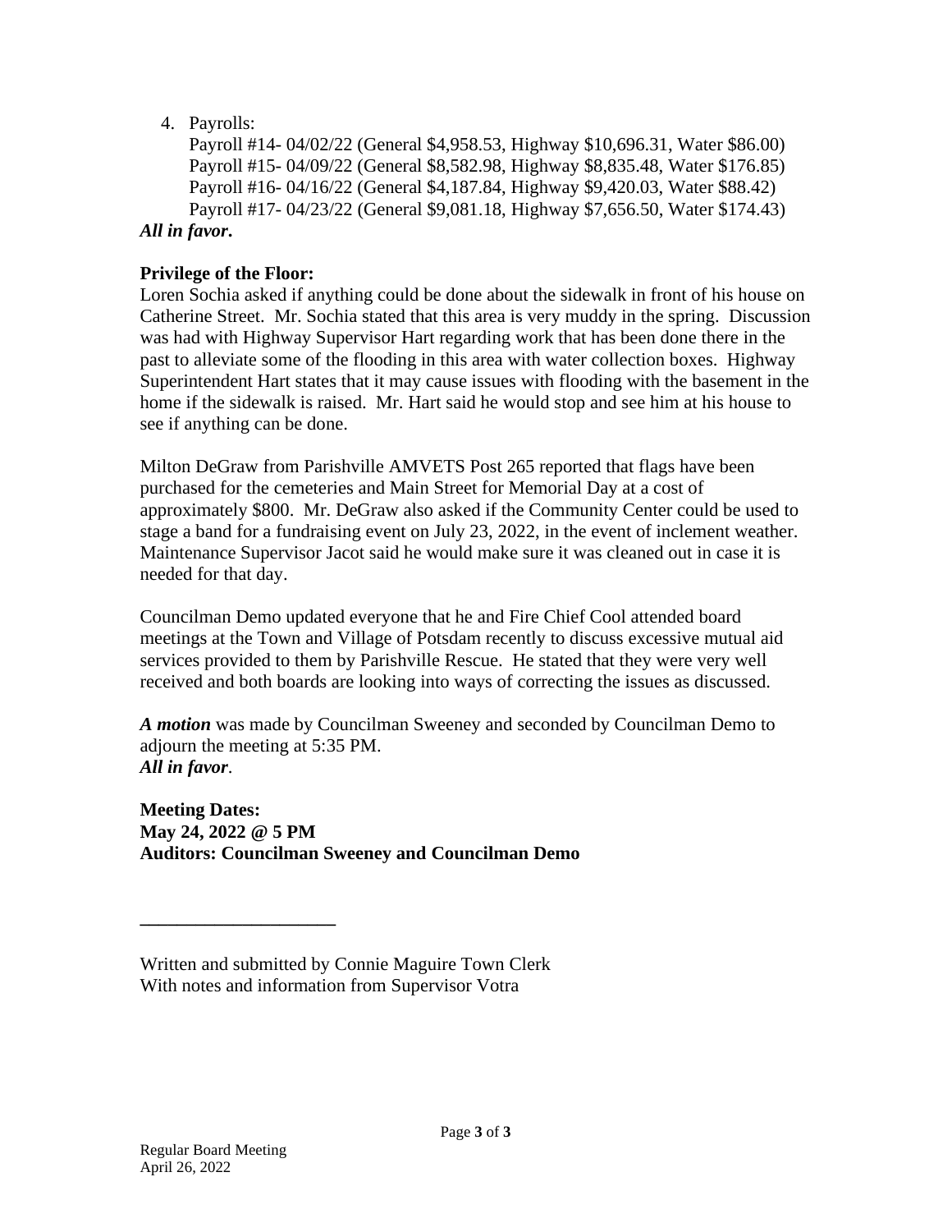4. Payrolls:
   Payroll #14- 04/02/22 (General $4,958.53, Highway $10,696.31, Water $86.00)
   Payroll #15- 04/09/22 (General $8,582.98, Highway $8,835.48, Water $176.85)
   Payroll #16- 04/16/22 (General $4,187.84, Highway $9,420.03, Water $88.42)
   Payroll #17- 04/23/22 (General $9,081.18, Highway $7,656.50, Water $174.43)

***All in favor.***

**Privilege of the Floor:**

Loren Sochia asked if anything could be done about the sidewalk in front of his house on Catherine Street. Mr. Sochia stated that this area is very muddy in the spring. Discussion was had with Highway Supervisor Hart regarding work that has been done there in the past to alleviate some of the flooding in this area with water collection boxes. Highway Superintendent Hart states that it may cause issues with flooding with the basement in the home if the sidewalk is raised. Mr. Hart said he would stop and see him at his house to see if anything can be done.

Milton DeGraw from Parishville AMVETS Post 265 reported that flags have been purchased for the cemeteries and Main Street for Memorial Day at a cost of approximately $800. Mr. DeGraw also asked if the Community Center could be used to stage a band for a fundraising event on July 23, 2022, in the event of inclement weather. Maintenance Supervisor Jacot said he would make sure it was cleaned out in case it is needed for that day.

Councilman Demo updated everyone that he and Fire Chief Cool attended board meetings at the Town and Village of Potsdam recently to discuss excessive mutual aid services provided to them by Parishville Rescue. He stated that they were very well received and both boards are looking into ways of correcting the issues as discussed.

***A motion*** was made by Councilman Sweeney and seconded by Councilman Demo to adjourn the meeting at 5:35 PM.
***All in favor***.

**Meeting Dates:**
**May 24, 2022 @ 5 PM**
**Auditors: Councilman Sweeney and Councilman Demo**

\_\_\_\_\_\_\_\_\_\_\_\_\_\_\_\_\_\_\_\_\_

Written and submitted by Connie Maguire Town Clerk
With notes and information from Supervisor Votra